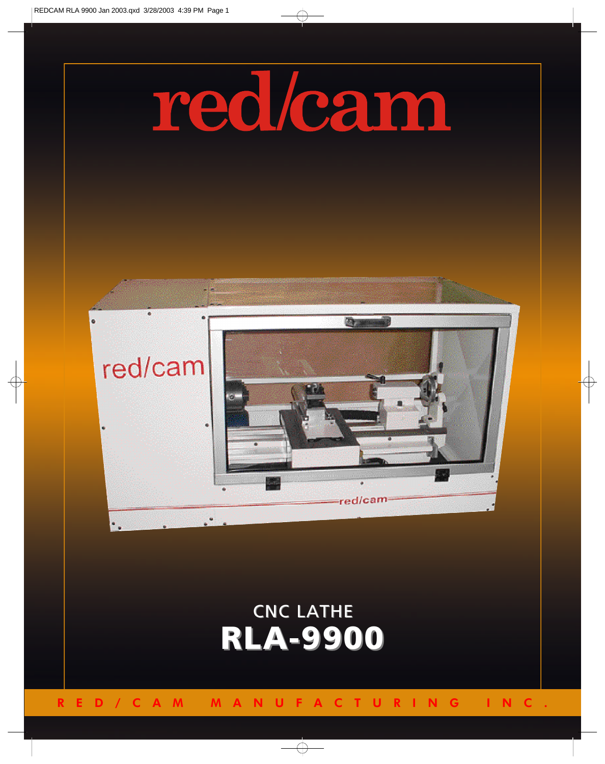# red/cam

## CNC LATHE

# RLA-9900

RED/CAM MANUFACTURING INC.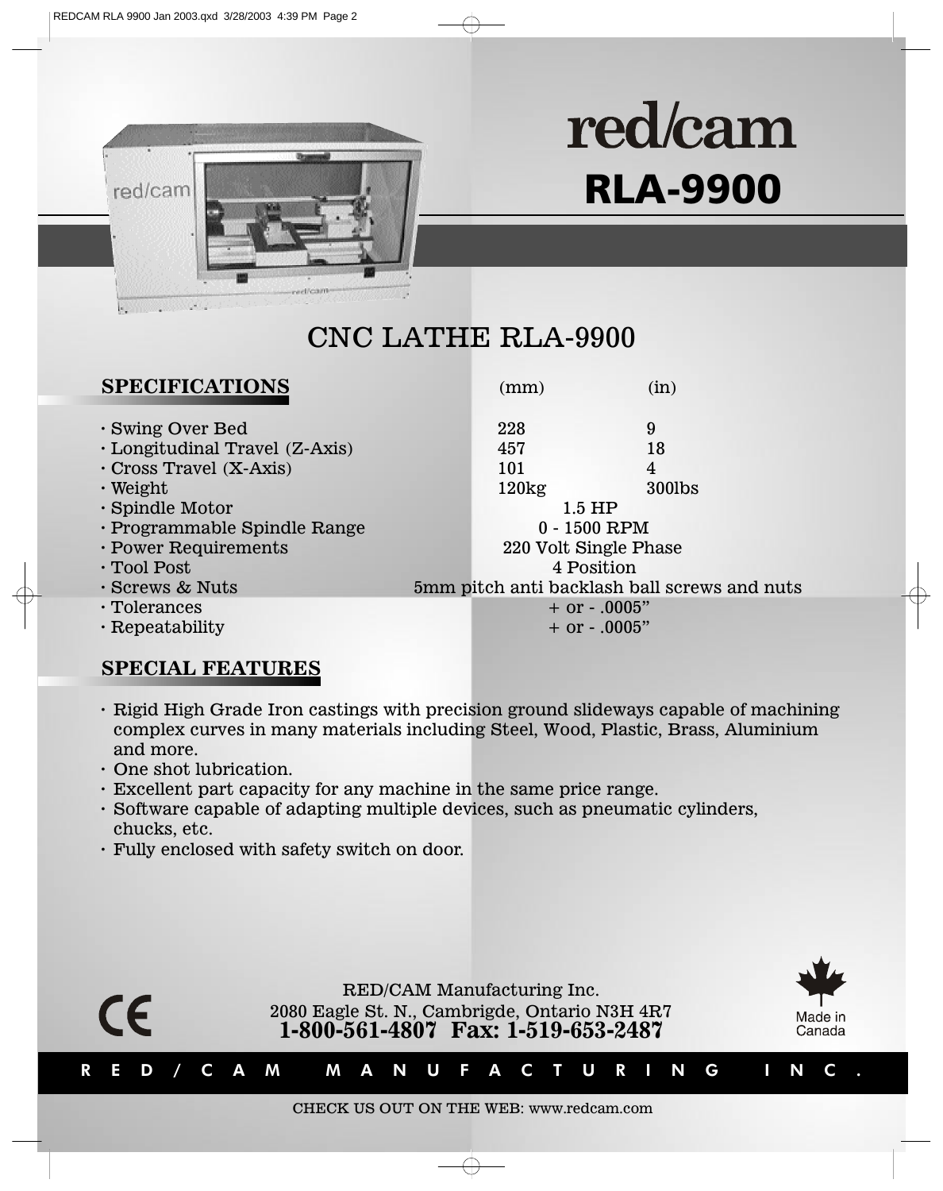# red/cam

## RLA-9900

## CNC LATHE RLA-9900

### SPECIFICATIONS

| | (mm) | (in) |
|---|---|---|
| · Swing Over Bed | 228 | 9 |
| · Longitudinal Travel (Z-Axis) | 457 | 18 |
| · Cross Travel (X-Axis) | 101 | 4 |
| · Weight | 120kg | 300lbs |
| · Spindle Motor | 1.5 HP | |
| · Programmable Spindle Range | 0 - 1500 RPM | |
| · Power Requirements | 220 Volt Single Phase | |
| · Tool Post | 4 Position | |
| · Screws & Nuts | 5mm pitch anti backlash ball screws and nuts | |
| · Tolerances | + or - .0005" | |
| · Repeatability | + or - .0005" | |

### SPECIAL FEATURES

- Rigid High Grade Iron castings with precision ground slideways capable of machining complex curves in many materials including Steel, Wood, Plastic, Brass, Aluminium and more.
- One shot lubrication.
- Excellent part capacity for any machine in the same price range.
- Software capable of adapting multiple devices, such as pneumatic cylinders, chucks, etc.
- Fully enclosed with safety switch on door.

CE

RED/CAM Manufacturing Inc.
2080 Eagle St. N., Cambrigde, Ontario N3H 4R7
**1-800-561-4807 Fax: 1-519-653-2487**

Made in Canada

**R E D / C A M M A N U F A C T U R I N G I N C .**

CHECK US OUT ON THE WEB: www.redcam.com